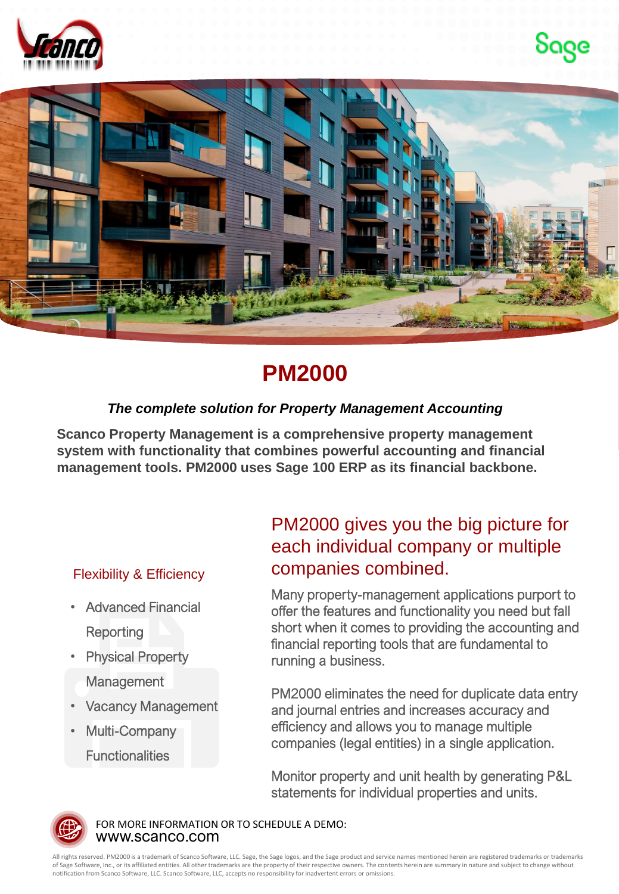# PM2000

***The complete solution for Property Management Accounting***

**Scanco Property Management is a comprehensive property management system with functionality that combines powerful accounting and financial management tools. PM2000 uses Sage 100 ERP as its financial backbone.**

## PM2000 gives you the big picture for each individual company or multiple companies combined.

Many property-management applications purport to offer the features and functionality you need but fall short when it comes to providing the accounting and financial reporting tools that are fundamental to running a business.

PM2000 eliminates the need for duplicate data entry and journal entries and increases accuracy and efficiency and allows you to manage multiple companies (legal entities) in a single application.

Monitor property and unit health by generating P&L statements for individual properties and units.

### Flexibility & Efficiency

- Advanced Financial Reporting
- Physical Property Management
- Vacancy Management
- Multi-Company Functionalities

FOR MORE INFORMATION OR TO SCHEDULE A DEMO:
www.scanco.com

All rights reserved. PM2000 is a trademark of Scanco Software, LLC. Sage, the Sage logos, and the Sage product and service names mentioned herein are registered trademarks or trademarks of Sage Software, Inc., or its affiliated entities. All other trademarks are the property of their respective owners. The contents herein are summary in nature and subject to change without notification from Scanco Software, LLC. Scanco Software, LLC, accepts no responsibility for inadvertent errors or omissions.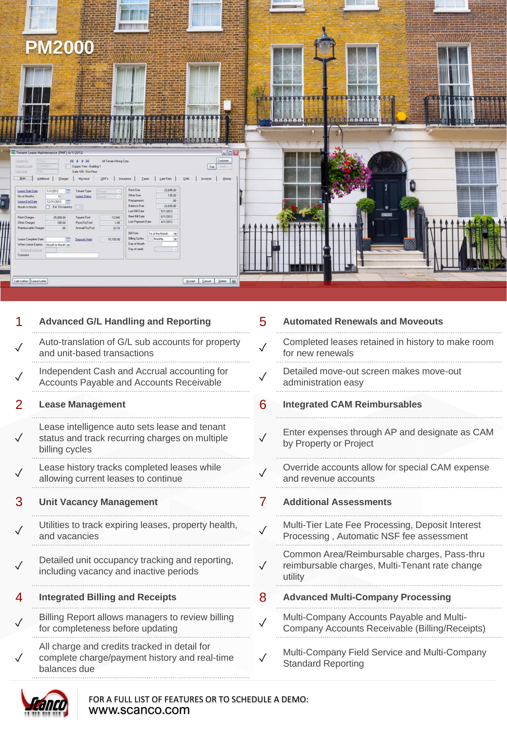# PM2000

## 1 Advanced G/L Handling and Reporting

- ✓ Auto-translation of G/L sub accounts for property and unit-based transactions
- ✓ Independent Cash and Accrual accounting for Accounts Payable and Accounts Receivable

## 2 Lease Management

- ✓ Lease intelligence auto sets lease and tenant status and track recurring charges on multiple billing cycles
- ✓ Lease history tracks completed leases while allowing current leases to continue

## 3 Unit Vacancy Management

- ✓ Utilities to track expiring leases, property health, and vacancies
- ✓ Detailed unit occupancy tracking and reporting, including vacancy and inactive periods

## 4 Integrated Billing and Receipts

- ✓ Billing Report allows managers to review billing for completeness before updating
- ✓ All charge and credits tracked in detail for complete charge/payment history and real-time balances due

## 5 Automated Renewals and Moveouts

- ✓ Completed leases retained in history to make room for new renewals
- ✓ Detailed move-out screen makes move-out administration easy

## 6 Integrated CAM Reimbursables

- ✓ Enter expenses through AP and designate as CAM by Property or Project
- ✓ Override accounts allow for special CAM expense and revenue accounts

## 7 Additional Assessments

- ✓ Multi-Tier Late Fee Processing, Deposit Interest Processing , Automatic NSF fee assessment
- ✓ Common Area/Reimbursable charges, Pass-thru reimbursable charges, Multi-Tenant rate change utility

## 8 Advanced Multi-Company Processing

- ✓ Multi-Company Accounts Payable and Multi-Company Accounts Receivable (Billing/Receipts)
- ✓ Multi-Company Field Service and Multi-Company Standard Reporting

Scanco

FOR A FULL LIST OF FEATURES OR TO SCHEDULE A DEMO:
www.scanco.com